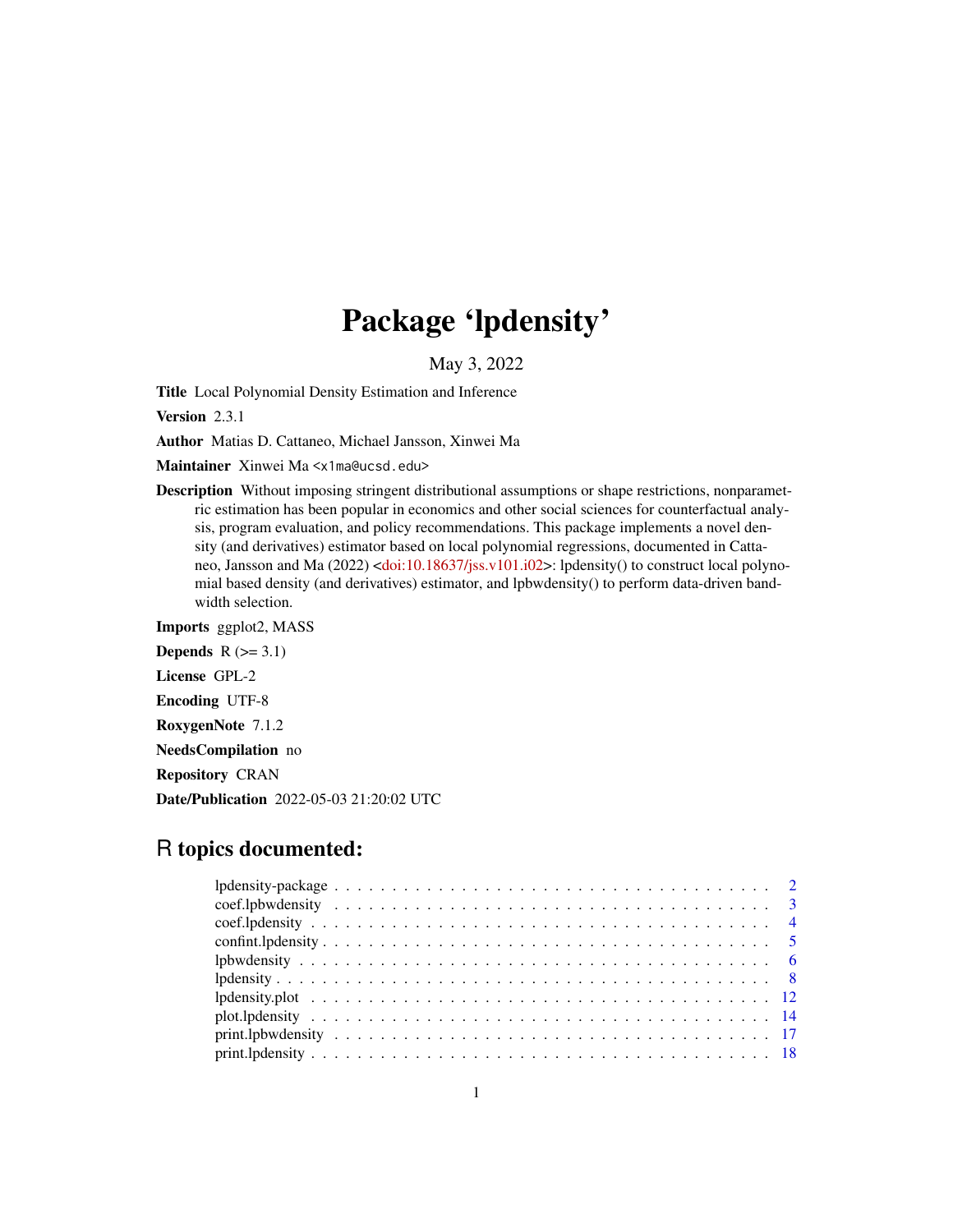# Package 'lpdensity'

May 3, 2022

**Title** Local Polynomial Density Estimation and Inference

**Version** 2.3.1

**Author** Matias D. Cattaneo, Michael Jansson, Xinwei Ma

**Maintainer** Xinwei Ma <x1ma@ucsd.edu>

**Description** Without imposing stringent distributional assumptions or shape restrictions, nonparametric estimation has been popular in economics and other social sciences for counterfactual analysis, program evaluation, and policy recommendations. This package implements a novel density (and derivatives) estimator based on local polynomial regressions, documented in Cattaneo, Jansson and Ma (2022) <doi:10.18637/jss.v101.i02>: lpdensity() to construct local polynomial based density (and derivatives) estimator, and lpbwdensity() to perform data-driven bandwidth selection.

**Imports** ggplot2, MASS

**Depends** R (>= 3.1)

**License** GPL-2

**Encoding** UTF-8

**RoxygenNote** 7.1.2

**NeedsCompilation** no

**Repository** CRAN

**Date/Publication** 2022-05-03 21:20:02 UTC

## R topics documented:

| | |
|---|---|
| lpdensity-package | 2 |
| coef.lpbwdensity | 3 |
| coef.lpdensity | 4 |
| confint.lpdensity | 5 |
| lpbwdensity | 6 |
| lpdensity | 8 |
| lpdensity.plot | 12 |
| plot.lpdensity | 14 |
| print.lpbwdensity | 17 |
| print.lpdensity | 18 |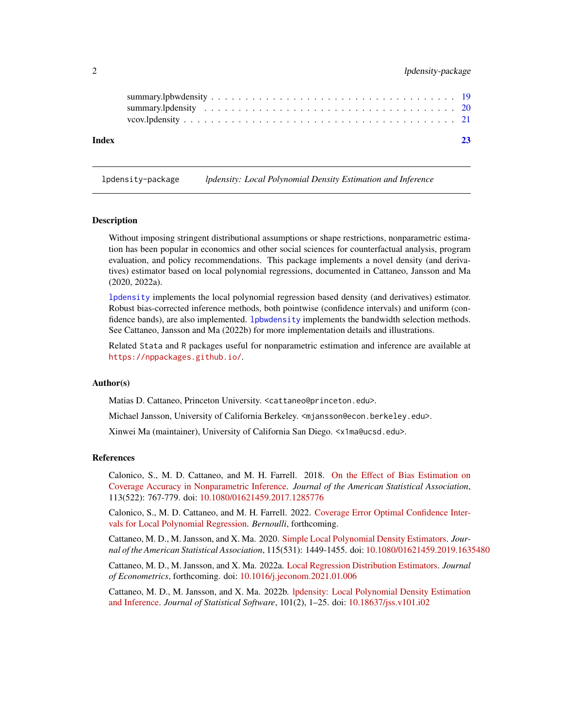summary.lpbwdensity . . . . . . . . . . . . . . . . . . . . . . . . . . . . . . . . . . . 19
summary.lpdensity . . . . . . . . . . . . . . . . . . . . . . . . . . . . . . . . . . . . 20
vcov.lpdensity . . . . . . . . . . . . . . . . . . . . . . . . . . . . . . . . . . . . . . 21

**Index** **23**

---

`lpdensity-package` *lpdensity: Local Polynomial Density Estimation and Inference*

---

### Description

Without imposing stringent distributional assumptions or shape restrictions, nonparametric estimation has been popular in economics and other social sciences for counterfactual analysis, program evaluation, and policy recommendations. This package implements a novel density (and derivatives) estimator based on local polynomial regressions, documented in Cattaneo, Jansson and Ma (2020, 2022a).

`lpdensity` implements the local polynomial regression based density (and derivatives) estimator. Robust bias-corrected inference methods, both pointwise (confidence intervals) and uniform (confidence bands), are also implemented. `lpbwdensity` implements the bandwidth selection methods. See Cattaneo, Jansson and Ma (2022b) for more implementation details and illustrations.

Related `Stata` and `R` packages useful for nonparametric estimation and inference are available at `https://nppackages.github.io/`.

### Author(s)

Matias D. Cattaneo, Princeton University. <cattaneo@princeton.edu>.

Michael Jansson, University of California Berkeley. <mjansson@econ.berkeley.edu>.

Xinwei Ma (maintainer), University of California San Diego. <x1ma@ucsd.edu>.

### References

Calonico, S., M. D. Cattaneo, and M. H. Farrell. 2018. On the Effect of Bias Estimation on Coverage Accuracy in Nonparametric Inference. *Journal of the American Statistical Association*, 113(522): 767-779. doi: 10.1080/01621459.2017.1285776

Calonico, S., M. D. Cattaneo, and M. H. Farrell. 2022. Coverage Error Optimal Confidence Intervals for Local Polynomial Regression. *Bernoulli*, forthcoming.

Cattaneo, M. D., M. Jansson, and X. Ma. 2020. Simple Local Polynomial Density Estimators. *Journal of the American Statistical Association*, 115(531): 1449-1455. doi: 10.1080/01621459.2019.1635480

Cattaneo, M. D., M. Jansson, and X. Ma. 2022a. Local Regression Distribution Estimators. *Journal of Econometrics*, forthcoming. doi: 10.1016/j.jeconom.2021.01.006

Cattaneo, M. D., M. Jansson, and X. Ma. 2022b. lpdensity: Local Polynomial Density Estimation and Inference. *Journal of Statistical Software*, 101(2), 1–25. doi: 10.18637/jss.v101.i02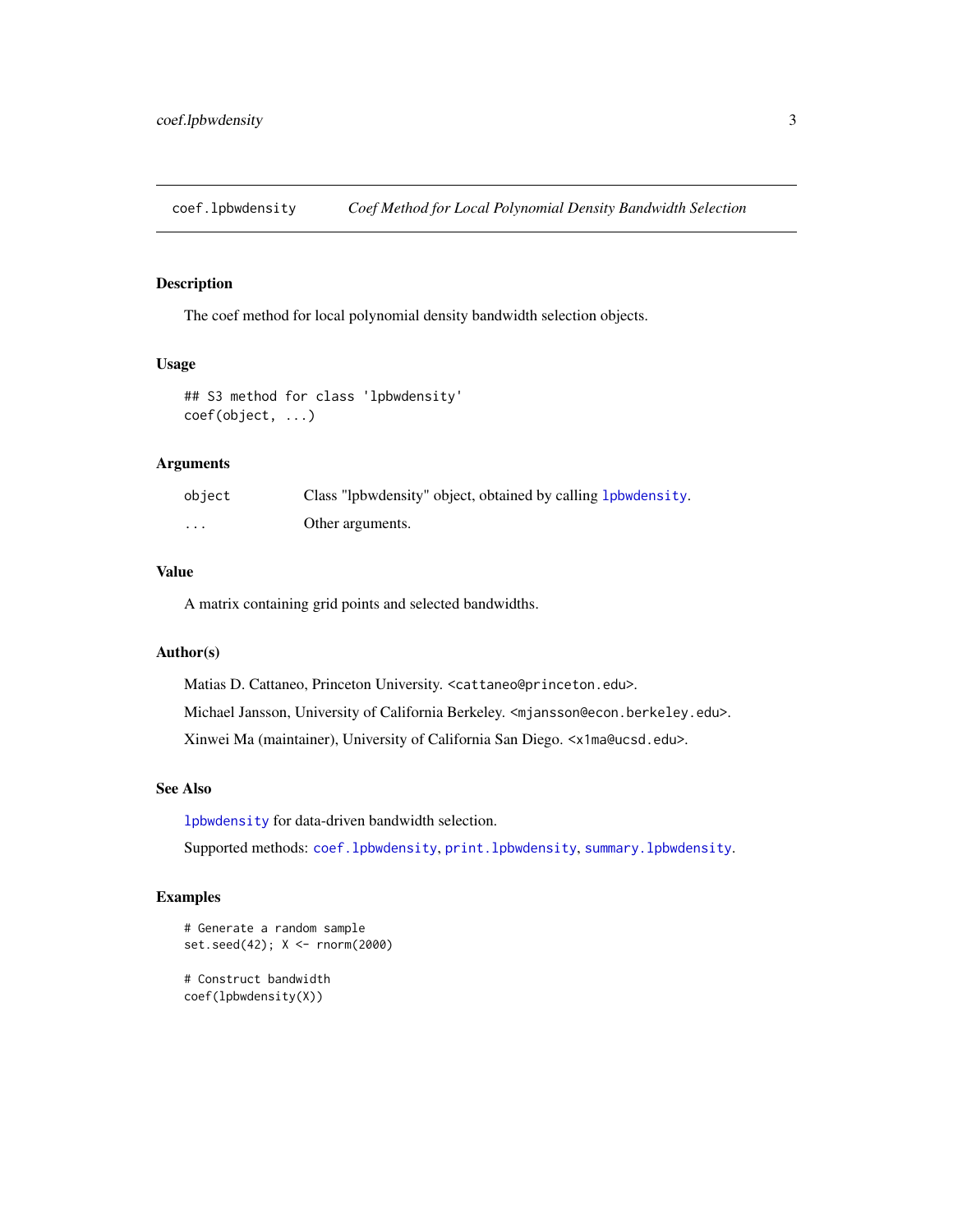# coef.lpbwdensity — *Coef Method for Local Polynomial Density Bandwidth Selection*

## Description

The coef method for local polynomial density bandwidth selection objects.

## Usage

```
## S3 method for class 'lpbwdensity'
coef(object, ...)
```

## Arguments

| | |
|---|---|
| `object` | Class "lpbwdensity" object, obtained by calling `lpbwdensity`. |
| `...` | Other arguments. |

## Value

A matrix containing grid points and selected bandwidths.

## Author(s)

Matias D. Cattaneo, Princeton University. <cattaneo@princeton.edu>.

Michael Jansson, University of California Berkeley. <mjansson@econ.berkeley.edu>.

Xinwei Ma (maintainer), University of California San Diego. <x1ma@ucsd.edu>.

## See Also

`lpbwdensity` for data-driven bandwidth selection.

Supported methods: `coef.lpbwdensity`, `print.lpbwdensity`, `summary.lpbwdensity`.

## Examples

```
# Generate a random sample
set.seed(42); X <- rnorm(2000)

# Construct bandwidth
coef(lpbwdensity(X))
```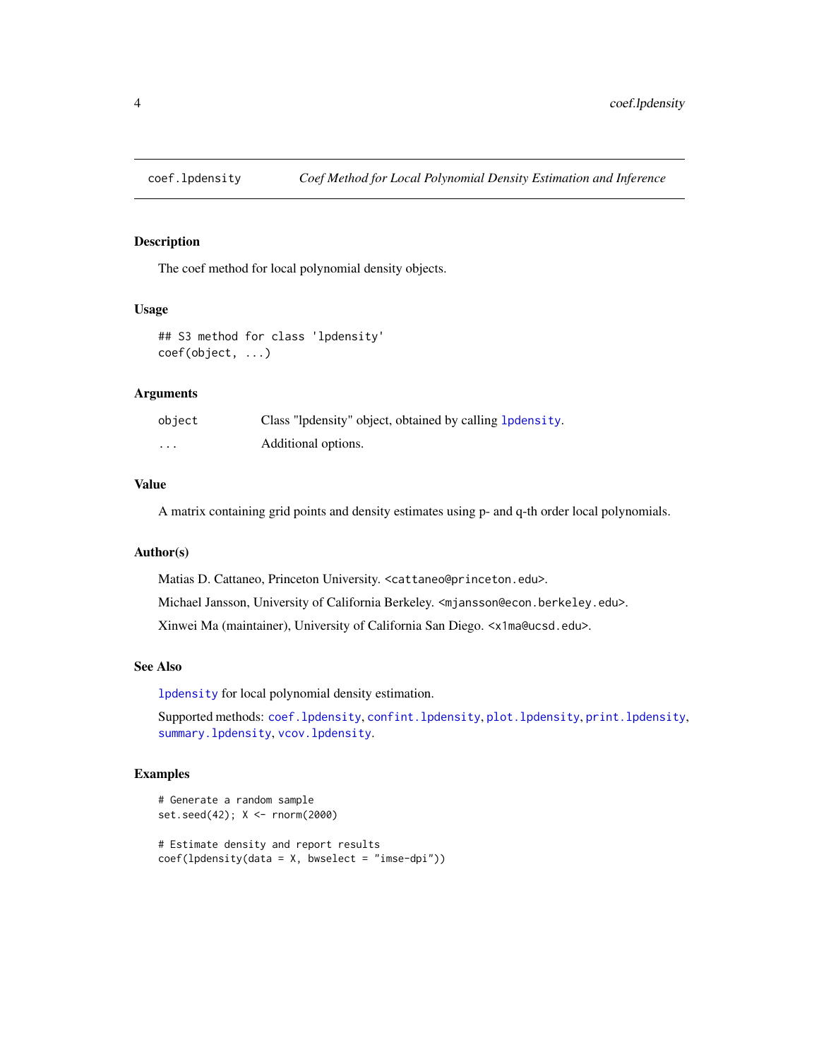# coef.lpdensity — *Coef Method for Local Polynomial Density Estimation and Inference*

## Description

The coef method for local polynomial density objects.

## Usage

```
## S3 method for class 'lpdensity'
coef(object, ...)
```

## Arguments

| | |
|---|---|
| object | Class "lpdensity" object, obtained by calling `lpdensity`. |
| ... | Additional options. |

## Value

A matrix containing grid points and density estimates using p- and q-th order local polynomials.

## Author(s)

Matias D. Cattaneo, Princeton University. <cattaneo@princeton.edu>.

Michael Jansson, University of California Berkeley. <mjansson@econ.berkeley.edu>.

Xinwei Ma (maintainer), University of California San Diego. <x1ma@ucsd.edu>.

## See Also

`lpdensity` for local polynomial density estimation.

Supported methods: `coef.lpdensity`, `confint.lpdensity`, `plot.lpdensity`, `print.lpdensity`, `summary.lpdensity`, `vcov.lpdensity`.

## Examples

```
# Generate a random sample
set.seed(42); X <- rnorm(2000)

# Estimate density and report results
coef(lpdensity(data = X, bwselect = "imse-dpi"))
```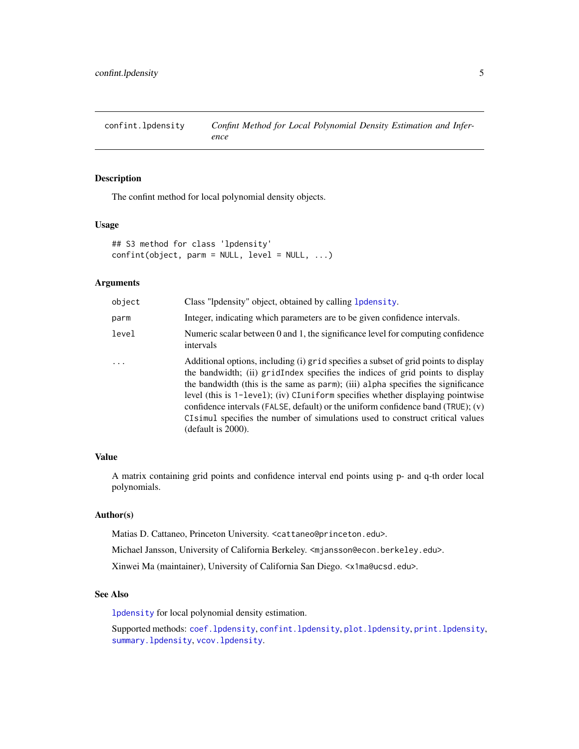## confint.lpdensity — *Confint Method for Local Polynomial Density Estimation and Inference*

### Description

The confint method for local polynomial density objects.

### Usage

```
## S3 method for class 'lpdensity'
confint(object, parm = NULL, level = NULL, ...)
```

### Arguments

| | |
|---|---|
| `object` | Class "lpdensity" object, obtained by calling `lpdensity`. |
| `parm` | Integer, indicating which parameters are to be given confidence intervals. |
| `level` | Numeric scalar between 0 and 1, the significance level for computing confidence intervals |
| `...` | Additional options, including (i) `grid` specifies a subset of grid points to display the bandwidth; (ii) `gridIndex` specifies the indices of grid points to display the bandwidth (this is the same as `parm`); (iii) `alpha` specifies the significance level (this is `1-level`); (iv) `CIuniform` specifies whether displaying pointwise confidence intervals (`FALSE`, default) or the uniform confidence band (`TRUE`); (v) `CIsimul` specifies the number of simulations used to construct critical values (default is 2000). |

### Value

A matrix containing grid points and confidence interval end points using p- and q-th order local polynomials.

### Author(s)

Matias D. Cattaneo, Princeton University. <cattaneo@princeton.edu>.

Michael Jansson, University of California Berkeley. <mjansson@econ.berkeley.edu>.

Xinwei Ma (maintainer), University of California San Diego. <x1ma@ucsd.edu>.

### See Also

`lpdensity` for local polynomial density estimation.

Supported methods: `coef.lpdensity`, `confint.lpdensity`, `plot.lpdensity`, `print.lpdensity`, `summary.lpdensity`, `vcov.lpdensity`.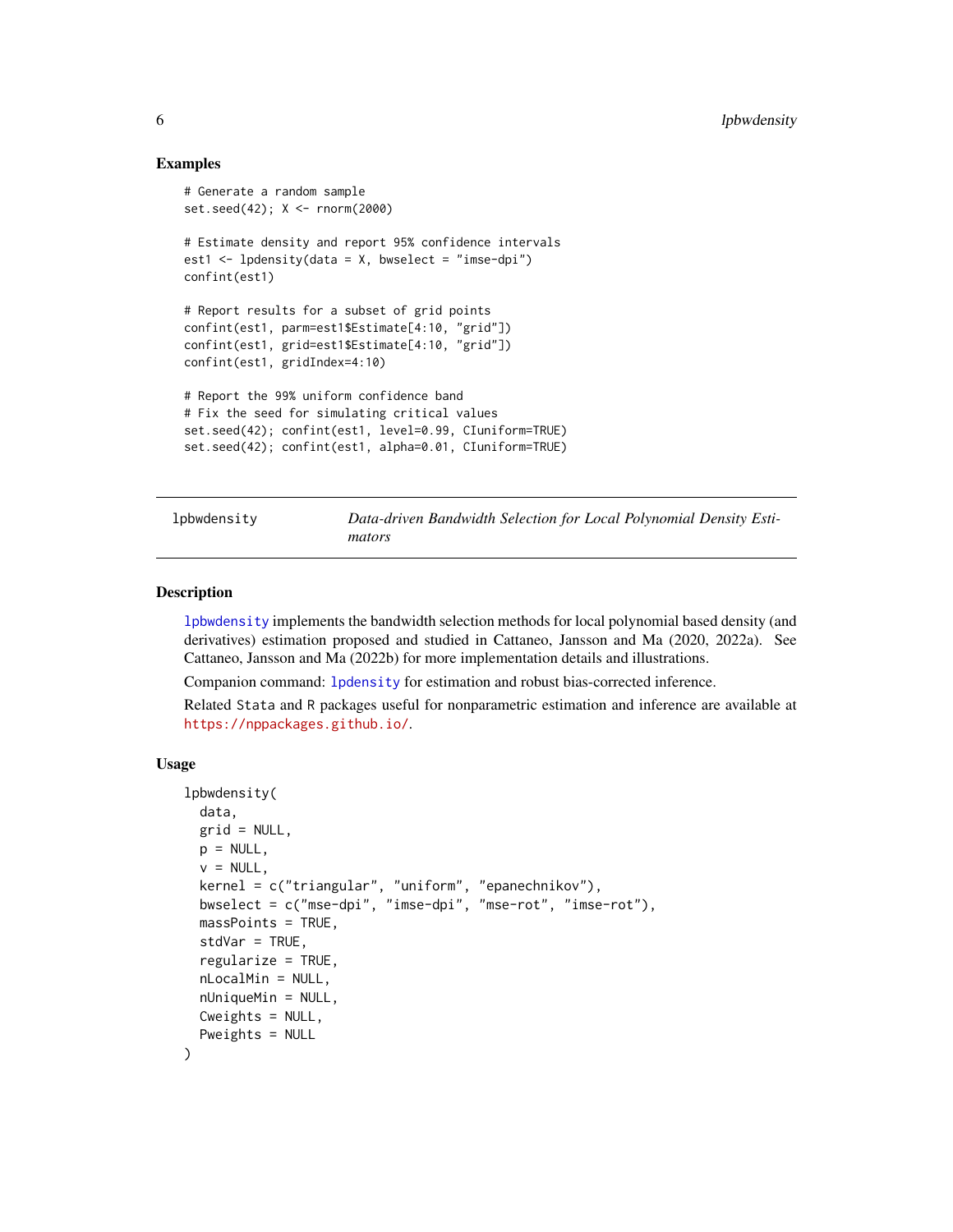## Examples

```
# Generate a random sample
set.seed(42); X <- rnorm(2000)

# Estimate density and report 95% confidence intervals
est1 <- lpdensity(data = X, bwselect = "imse-dpi")
confint(est1)

# Report results for a subset of grid points
confint(est1, parm=est1$Estimate[4:10, "grid"])
confint(est1, grid=est1$Estimate[4:10, "grid"])
confint(est1, gridIndex=4:10)

# Report the 99% uniform confidence band
# Fix the seed for simulating critical values
set.seed(42); confint(est1, level=0.99, CIuniform=TRUE)
set.seed(42); confint(est1, alpha=0.01, CIuniform=TRUE)
```

---

# lpbwdensity — *Data-driven Bandwidth Selection for Local Polynomial Density Estimators*

---

## Description

`lpbwdensity` implements the bandwidth selection methods for local polynomial based density (and derivatives) estimation proposed and studied in Cattaneo, Jansson and Ma (2020, 2022a). See Cattaneo, Jansson and Ma (2022b) for more implementation details and illustrations.

Companion command: `lpdensity` for estimation and robust bias-corrected inference.

Related Stata and R packages useful for nonparametric estimation and inference are available at https://nppackages.github.io/.

## Usage

```
lpbwdensity(
  data,
  grid = NULL,
  p = NULL,
  v = NULL,
  kernel = c("triangular", "uniform", "epanechnikov"),
  bwselect = c("mse-dpi", "imse-dpi", "mse-rot", "imse-rot"),
  massPoints = TRUE,
  stdVar = TRUE,
  regularize = TRUE,
  nLocalMin = NULL,
  nUniqueMin = NULL,
  Cweights = NULL,
  Pweights = NULL
)
```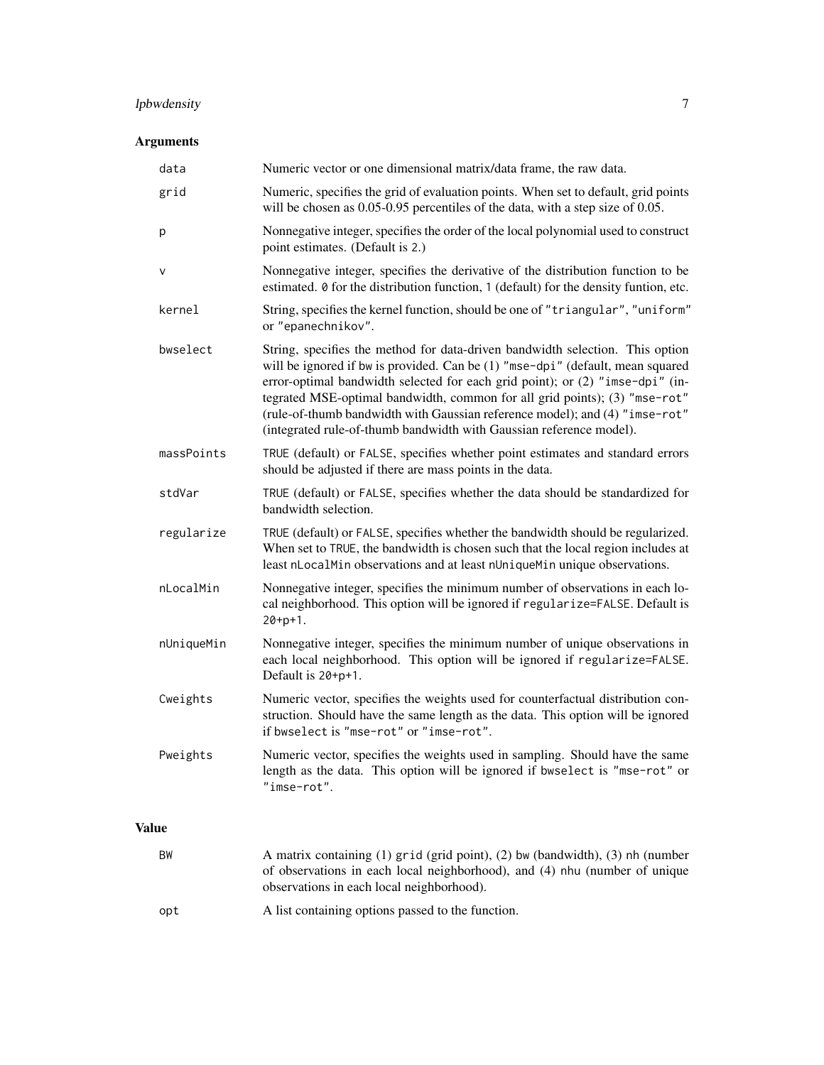## Arguments

| | |
|---|---|
| `data` | Numeric vector or one dimensional matrix/data frame, the raw data. |
| `grid` | Numeric, specifies the grid of evaluation points. When set to default, grid points will be chosen as 0.05-0.95 percentiles of the data, with a step size of 0.05. |
| `p` | Nonnegative integer, specifies the order of the local polynomial used to construct point estimates. (Default is `2`.) |
| `v` | Nonnegative integer, specifies the derivative of the distribution function to be estimated. `0` for the distribution function, `1` (default) for the density funtion, etc. |
| `kernel` | String, specifies the kernel function, should be one of `"triangular"`, `"uniform"` or `"epanechnikov"`. |
| `bwselect` | String, specifies the method for data-driven bandwidth selection. This option will be ignored if `bw` is provided. Can be (1) `"mse-dpi"` (default, mean squared error-optimal bandwidth selected for each grid point); or (2) `"imse-dpi"` (integrated MSE-optimal bandwidth, common for all grid points); (3) `"mse-rot"` (rule-of-thumb bandwidth with Gaussian reference model); and (4) `"imse-rot"` (integrated rule-of-thumb bandwidth with Gaussian reference model). |
| `massPoints` | `TRUE` (default) or `FALSE`, specifies whether point estimates and standard errors should be adjusted if there are mass points in the data. |
| `stdVar` | `TRUE` (default) or `FALSE`, specifies whether the data should be standardized for bandwidth selection. |
| `regularize` | `TRUE` (default) or `FALSE`, specifies whether the bandwidth should be regularized. When set to `TRUE`, the bandwidth is chosen such that the local region includes at least `nLocalMin` observations and at least `nUniqueMin` unique observations. |
| `nLocalMin` | Nonnegative integer, specifies the minimum number of observations in each local neighborhood. This option will be ignored if `regularize=FALSE`. Default is `20+p+1`. |
| `nUniqueMin` | Nonnegative integer, specifies the minimum number of unique observations in each local neighborhood. This option will be ignored if `regularize=FALSE`. Default is `20+p+1`. |
| `Cweights` | Numeric vector, specifies the weights used for counterfactual distribution construction. Should have the same length as the data. This option will be ignored if `bwselect` is `"mse-rot"` or `"imse-rot"`. |
| `Pweights` | Numeric vector, specifies the weights used in sampling. Should have the same length as the data. This option will be ignored if `bwselect` is `"mse-rot"` or `"imse-rot"`. |

## Value

| | |
|---|---|
| `BW` | A matrix containing (1) `grid` (grid point), (2) `bw` (bandwidth), (3) `nh` (number of observations in each local neighborhood), and (4) `nhu` (number of unique observations in each local neighborhood). |
| `opt` | A list containing options passed to the function. |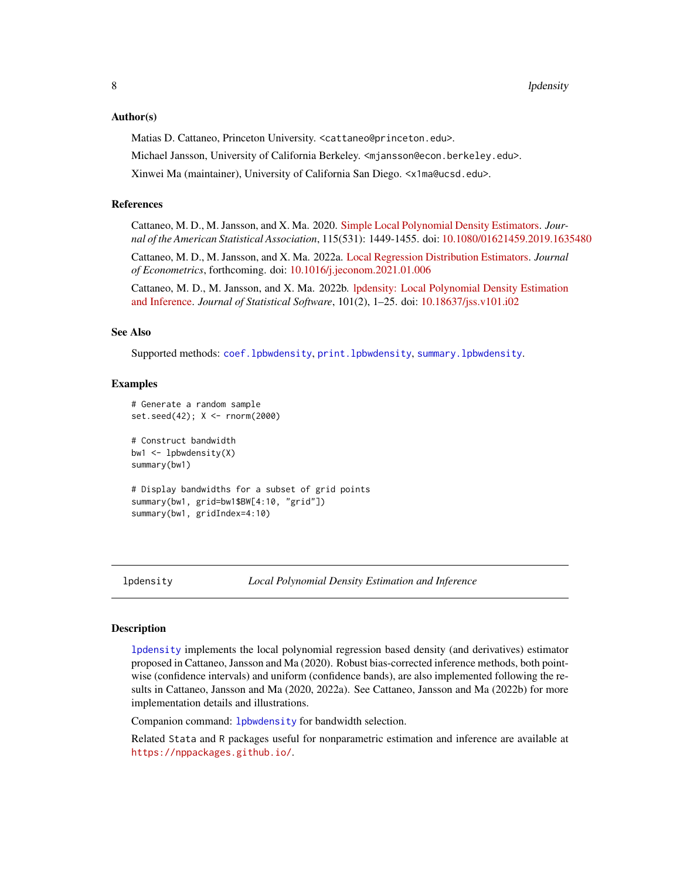### Author(s)

Matias D. Cattaneo, Princeton University. <cattaneo@princeton.edu>.

Michael Jansson, University of California Berkeley. <mjansson@econ.berkeley.edu>.

Xinwei Ma (maintainer), University of California San Diego. <x1ma@ucsd.edu>.

### References

Cattaneo, M. D., M. Jansson, and X. Ma. 2020. Simple Local Polynomial Density Estimators. *Journal of the American Statistical Association*, 115(531): 1449-1455. doi: 10.1080/01621459.2019.1635480

Cattaneo, M. D., M. Jansson, and X. Ma. 2022a. Local Regression Distribution Estimators. *Journal of Econometrics*, forthcoming. doi: 10.1016/j.jeconom.2021.01.006

Cattaneo, M. D., M. Jansson, and X. Ma. 2022b. lpdensity: Local Polynomial Density Estimation and Inference. *Journal of Statistical Software*, 101(2), 1–25. doi: 10.18637/jss.v101.i02

### See Also

Supported methods: `coef.lpbwdensity`, `print.lpbwdensity`, `summary.lpbwdensity`.

### Examples

```
# Generate a random sample
set.seed(42); X <- rnorm(2000)

# Construct bandwidth
bw1 <- lpbwdensity(X)
summary(bw1)

# Display bandwidths for a subset of grid points
summary(bw1, grid=bw1$BW[4:10, "grid"])
summary(bw1, gridIndex=4:10)
```

---

## lpdensity — *Local Polynomial Density Estimation and Inference*

### Description

`lpdensity` implements the local polynomial regression based density (and derivatives) estimator proposed in Cattaneo, Jansson and Ma (2020). Robust bias-corrected inference methods, both pointwise (confidence intervals) and uniform (confidence bands), are also implemented following the results in Cattaneo, Jansson and Ma (2020, 2022a). See Cattaneo, Jansson and Ma (2022b) for more implementation details and illustrations.

Companion command: `lpbwdensity` for bandwidth selection.

Related Stata and R packages useful for nonparametric estimation and inference are available at `https://nppackages.github.io/`.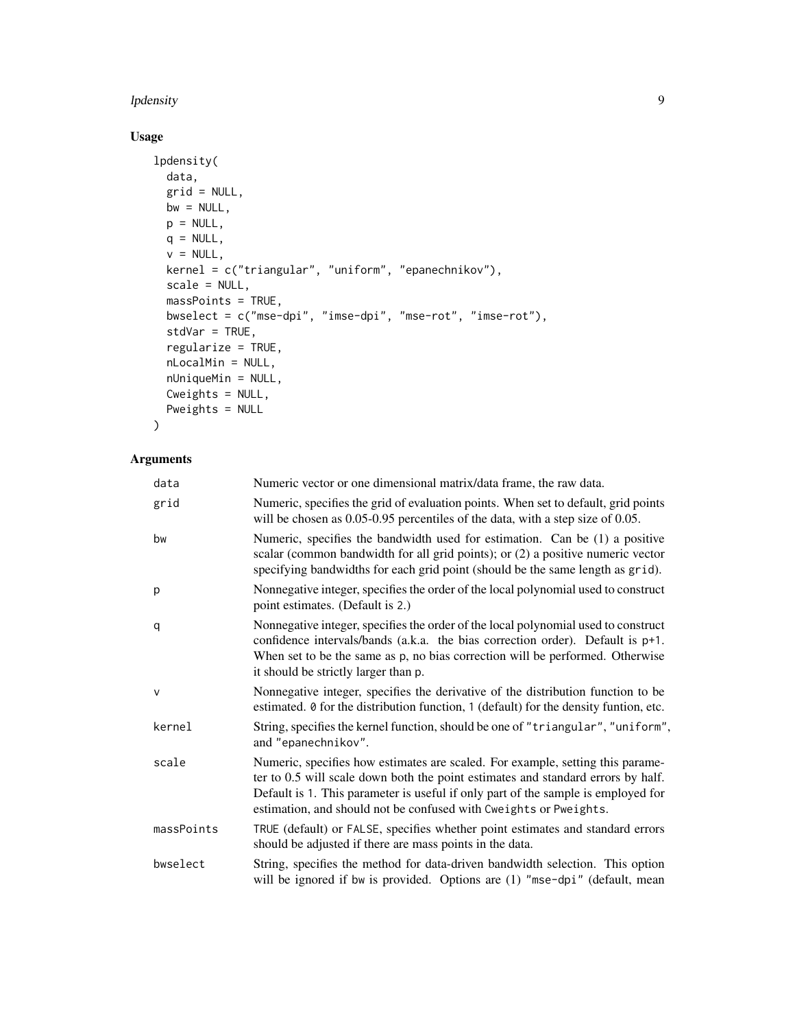## Usage

```
lpdensity(
  data,
  grid = NULL,
  bw = NULL,
  p = NULL,
  q = NULL,
  v = NULL,
  kernel = c("triangular", "uniform", "epanechnikov"),
  scale = NULL,
  massPoints = TRUE,
  bwselect = c("mse-dpi", "imse-dpi", "mse-rot", "imse-rot"),
  stdVar = TRUE,
  regularize = TRUE,
  nLocalMin = NULL,
  nUniqueMin = NULL,
  Cweights = NULL,
  Pweights = NULL
)
```

## Arguments

| | |
|---|---|
| data | Numeric vector or one dimensional matrix/data frame, the raw data. |
| grid | Numeric, specifies the grid of evaluation points. When set to default, grid points will be chosen as 0.05-0.95 percentiles of the data, with a step size of 0.05. |
| bw | Numeric, specifies the bandwidth used for estimation. Can be (1) a positive scalar (common bandwidth for all grid points); or (2) a positive numeric vector specifying bandwidths for each grid point (should be the same length as `grid`). |
| p | Nonnegative integer, specifies the order of the local polynomial used to construct point estimates. (Default is `2`.) |
| q | Nonnegative integer, specifies the order of the local polynomial used to construct confidence intervals/bands (a.k.a. the bias correction order). Default is `p+1`. When set to be the same as `p`, no bias correction will be performed. Otherwise it should be strictly larger than `p`. |
| v | Nonnegative integer, specifies the derivative of the distribution function to be estimated. `0` for the distribution function, `1` (default) for the density funtion, etc. |
| kernel | String, specifies the kernel function, should be one of `"triangular"`, `"uniform"`, and `"epanechnikov"`. |
| scale | Numeric, specifies how estimates are scaled. For example, setting this parameter to 0.5 will scale down both the point estimates and standard errors by half. Default is `1`. This parameter is useful if only part of the sample is employed for estimation, and should not be confused with `Cweights` or `Pweights`. |
| massPoints | `TRUE` (default) or `FALSE`, specifies whether point estimates and standard errors should be adjusted if there are mass points in the data. |
| bwselect | String, specifies the method for data-driven bandwidth selection. This option will be ignored if `bw` is provided. Options are (1) `"mse-dpi"` (default, mean |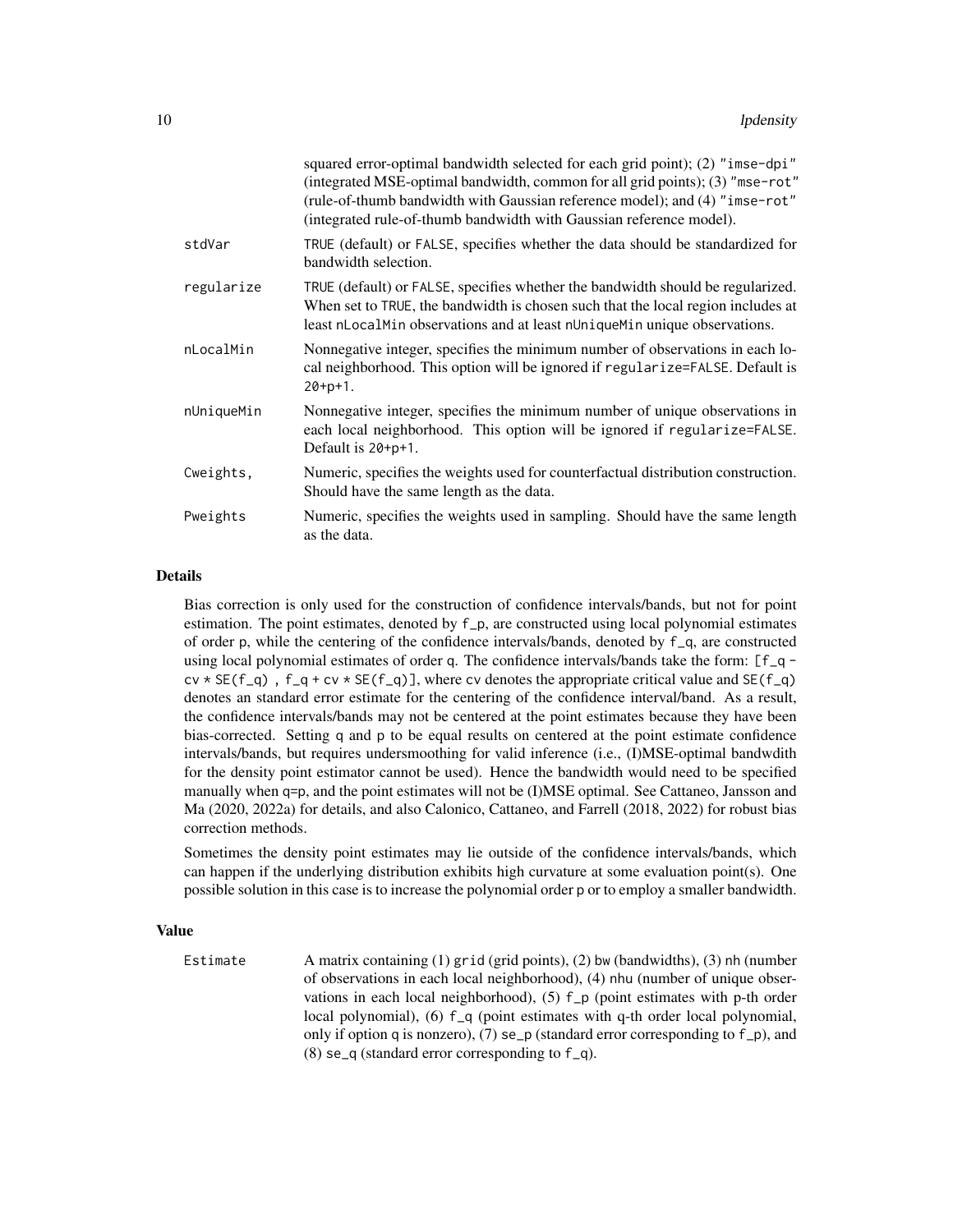squared error-optimal bandwidth selected for each grid point); (2) `"imse-dpi"` (integrated MSE-optimal bandwidth, common for all grid points); (3) `"mse-rot"` (rule-of-thumb bandwidth with Gaussian reference model); and (4) `"imse-rot"` (integrated rule-of-thumb bandwidth with Gaussian reference model).

| | |
|---|---|
| `stdVar` | `TRUE` (default) or `FALSE`, specifies whether the data should be standardized for bandwidth selection. |
| `regularize` | `TRUE` (default) or `FALSE`, specifies whether the bandwidth should be regularized. When set to `TRUE`, the bandwidth is chosen such that the local region includes at least `nLocalMin` observations and at least `nUniqueMin` unique observations. |
| `nLocalMin` | Nonnegative integer, specifies the minimum number of observations in each local neighborhood. This option will be ignored if `regularize=FALSE`. Default is `20+p+1`. |
| `nUniqueMin` | Nonnegative integer, specifies the minimum number of unique observations in each local neighborhood. This option will be ignored if `regularize=FALSE`. Default is `20+p+1`. |
| `Cweights,` | Numeric, specifies the weights used for counterfactual distribution construction. Should have the same length as the data. |
| `Pweights` | Numeric, specifies the weights used in sampling. Should have the same length as the data. |

## Details

Bias correction is only used for the construction of confidence intervals/bands, but not for point estimation. The point estimates, denoted by `f_p`, are constructed using local polynomial estimates of order `p`, while the centering of the confidence intervals/bands, denoted by `f_q`, are constructed using local polynomial estimates of order `q`. The confidence intervals/bands take the form: `[f_q - cv * SE(f_q) , f_q + cv * SE(f_q)]`, where `cv` denotes the appropriate critical value and `SE(f_q)` denotes an standard error estimate for the centering of the confidence interval/band. As a result, the confidence intervals/bands may not be centered at the point estimates because they have been bias-corrected. Setting `q` and `p` to be equal results on centered at the point estimate confidence intervals/bands, but requires undersmoothing for valid inference (i.e., (I)MSE-optimal bandwdith for the density point estimator cannot be used). Hence the bandwidth would need to be specified manually when `q=p`, and the point estimates will not be (I)MSE optimal. See Cattaneo, Jansson and Ma (2020, 2022a) for details, and also Calonico, Cattaneo, and Farrell (2018, 2022) for robust bias correction methods.

Sometimes the density point estimates may lie outside of the confidence intervals/bands, which can happen if the underlying distribution exhibits high curvature at some evaluation point(s). One possible solution in this case is to increase the polynomial order `p` or to employ a smaller bandwidth.

## Value

| | |
|---|---|
| `Estimate` | A matrix containing (1) `grid` (grid points), (2) `bw` (bandwidths), (3) `nh` (number of observations in each local neighborhood), (4) `nhu` (number of unique observations in each local neighborhood), (5) `f_p` (point estimates with p-th order local polynomial), (6) `f_q` (point estimates with q-th order local polynomial, only if option `q` is nonzero), (7) `se_p` (standard error corresponding to `f_p`), and (8) `se_q` (standard error corresponding to `f_q`). |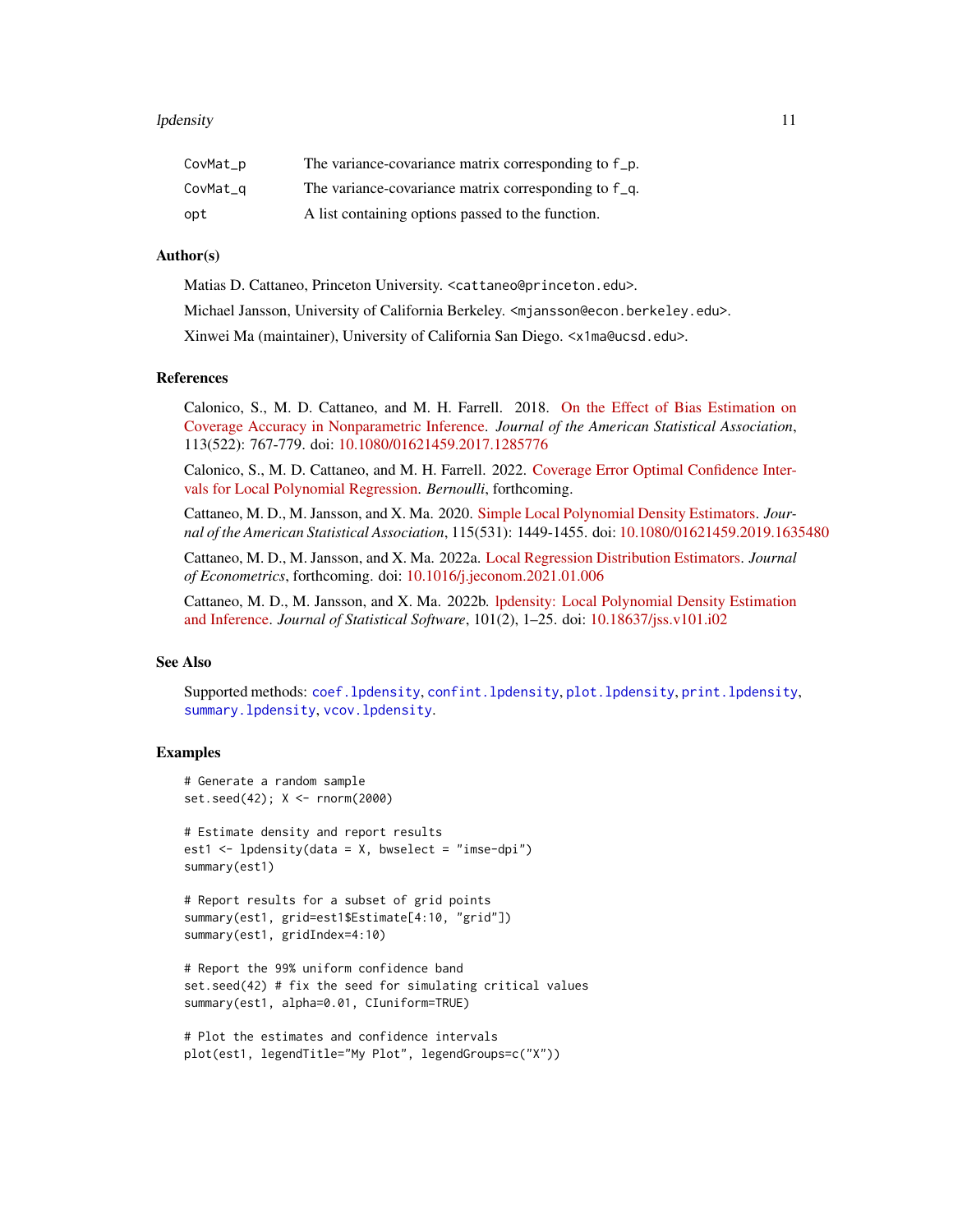| | |
|---|---|
| CovMat_p | The variance-covariance matrix corresponding to f_p. |
| CovMat_q | The variance-covariance matrix corresponding to f_q. |
| opt | A list containing options passed to the function. |

## Author(s)

Matias D. Cattaneo, Princeton University. <cattaneo@princeton.edu>.

Michael Jansson, University of California Berkeley. <mjansson@econ.berkeley.edu>.

Xinwei Ma (maintainer), University of California San Diego. <x1ma@ucsd.edu>.

## References

Calonico, S., M. D. Cattaneo, and M. H. Farrell. 2018. On the Effect of Bias Estimation on Coverage Accuracy in Nonparametric Inference. *Journal of the American Statistical Association*, 113(522): 767-779. doi: 10.1080/01621459.2017.1285776

Calonico, S., M. D. Cattaneo, and M. H. Farrell. 2022. Coverage Error Optimal Confidence Intervals for Local Polynomial Regression. *Bernoulli*, forthcoming.

Cattaneo, M. D., M. Jansson, and X. Ma. 2020. Simple Local Polynomial Density Estimators. *Journal of the American Statistical Association*, 115(531): 1449-1455. doi: 10.1080/01621459.2019.1635480

Cattaneo, M. D., M. Jansson, and X. Ma. 2022a. Local Regression Distribution Estimators. *Journal of Econometrics*, forthcoming. doi: 10.1016/j.jeconom.2021.01.006

Cattaneo, M. D., M. Jansson, and X. Ma. 2022b. lpdensity: Local Polynomial Density Estimation and Inference. *Journal of Statistical Software*, 101(2), 1–25. doi: 10.18637/jss.v101.i02

## See Also

Supported methods: coef.lpdensity, confint.lpdensity, plot.lpdensity, print.lpdensity, summary.lpdensity, vcov.lpdensity.

## Examples

```
# Generate a random sample
set.seed(42); X <- rnorm(2000)

# Estimate density and report results
est1 <- lpdensity(data = X, bwselect = "imse-dpi")
summary(est1)

# Report results for a subset of grid points
summary(est1, grid=est1$Estimate[4:10, "grid"])
summary(est1, gridIndex=4:10)

# Report the 99% uniform confidence band
set.seed(42) # fix the seed for simulating critical values
summary(est1, alpha=0.01, CIuniform=TRUE)

# Plot the estimates and confidence intervals
plot(est1, legendTitle="My Plot", legendGroups=c("X"))
```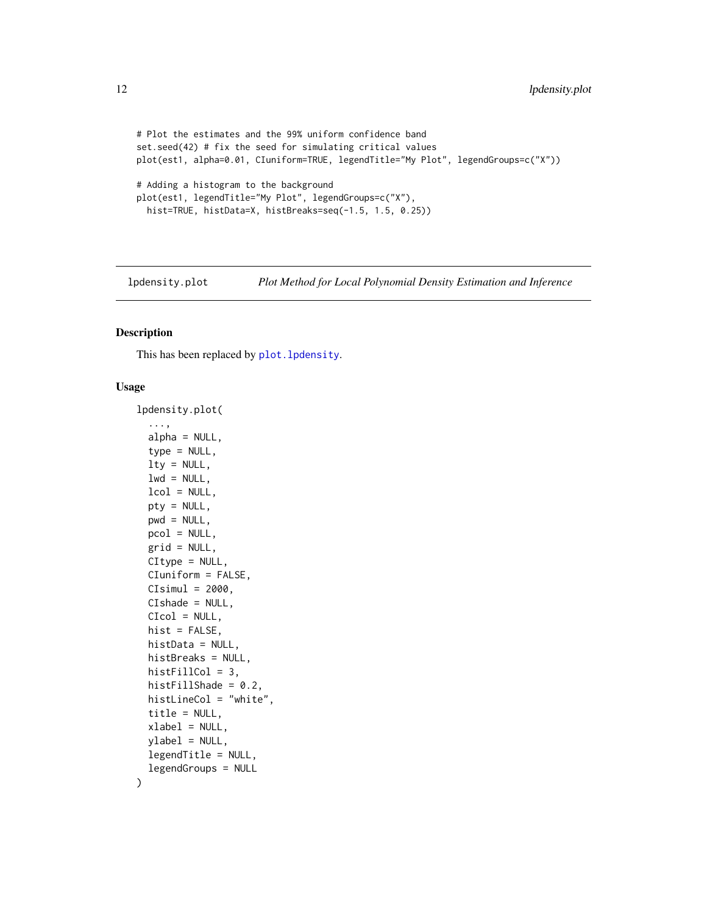```
# Plot the estimates and the 99% uniform confidence band
set.seed(42) # fix the seed for simulating critical values
plot(est1, alpha=0.01, CIuniform=TRUE, legendTitle="My Plot", legendGroups=c("X"))

# Adding a histogram to the background
plot(est1, legendTitle="My Plot", legendGroups=c("X"),
  hist=TRUE, histData=X, histBreaks=seq(-1.5, 1.5, 0.25))
```

---

`lpdensity.plot` *Plot Method for Local Polynomial Density Estimation and Inference*

---

## Description

This has been replaced by `plot.lpdensity`.

## Usage

```
lpdensity.plot(
  ...,
  alpha = NULL,
  type = NULL,
  lty = NULL,
  lwd = NULL,
  lcol = NULL,
  pty = NULL,
  pwd = NULL,
  pcol = NULL,
  grid = NULL,
  CItype = NULL,
  CIuniform = FALSE,
  CIsimul = 2000,
  CIshade = NULL,
  CIcol = NULL,
  hist = FALSE,
  histData = NULL,
  histBreaks = NULL,
  histFillCol = 3,
  histFillShade = 0.2,
  histLineCol = "white",
  title = NULL,
  xlabel = NULL,
  ylabel = NULL,
  legendTitle = NULL,
  legendGroups = NULL
)
```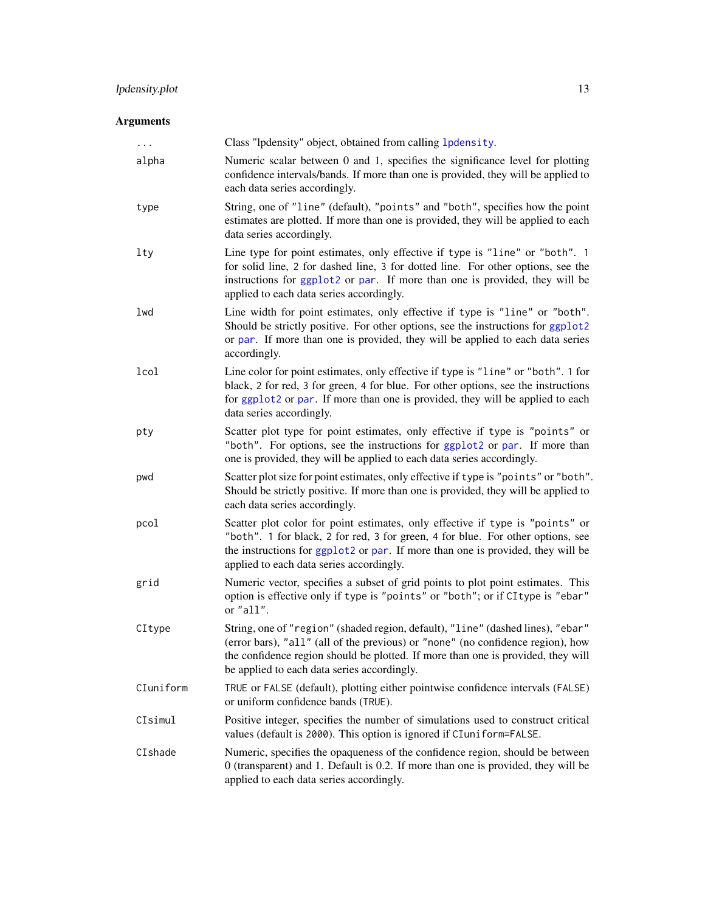## Arguments

| | |
|---|---|
| `...` | Class "lpdensity" object, obtained from calling `lpdensity`. |
| `alpha` | Numeric scalar between 0 and 1, specifies the significance level for plotting confidence intervals/bands. If more than one is provided, they will be applied to each data series accordingly. |
| `type` | String, one of `"line"` (default), `"points"` and `"both"`, specifies how the point estimates are plotted. If more than one is provided, they will be applied to each data series accordingly. |
| `lty` | Line type for point estimates, only effective if `type` is `"line"` or `"both"`. `1` for solid line, `2` for dashed line, `3` for dotted line. For other options, see the instructions for `ggplot2` or `par`. If more than one is provided, they will be applied to each data series accordingly. |
| `lwd` | Line width for point estimates, only effective if `type` is `"line"` or `"both"`. Should be strictly positive. For other options, see the instructions for `ggplot2` or `par`. If more than one is provided, they will be applied to each data series accordingly. |
| `lcol` | Line color for point estimates, only effective if `type` is `"line"` or `"both"`. `1` for black, `2` for red, `3` for green, `4` for blue. For other options, see the instructions for `ggplot2` or `par`. If more than one is provided, they will be applied to each data series accordingly. |
| `pty` | Scatter plot type for point estimates, only effective if `type` is `"points"` or `"both"`. For options, see the instructions for `ggplot2` or `par`. If more than one is provided, they will be applied to each data series accordingly. |
| `pwd` | Scatter plot size for point estimates, only effective if `type` is `"points"` or `"both"`. Should be strictly positive. If more than one is provided, they will be applied to each data series accordingly. |
| `pcol` | Scatter plot color for point estimates, only effective if `type` is `"points"` or `"both"`. `1` for black, `2` for red, `3` for green, `4` for blue. For other options, see the instructions for `ggplot2` or `par`. If more than one is provided, they will be applied to each data series accordingly. |
| `grid` | Numeric vector, specifies a subset of grid points to plot point estimates. This option is effective only if `type` is `"points"` or `"both"`; or if `CItype` is `"ebar"` or `"all"`. |
| `CItype` | String, one of `"region"` (shaded region, default), `"line"` (dashed lines), `"ebar"` (error bars), `"all"` (all of the previous) or `"none"` (no confidence region), how the confidence region should be plotted. If more than one is provided, they will be applied to each data series accordingly. |
| `CIuniform` | `TRUE` or `FALSE` (default), plotting either pointwise confidence intervals (`FALSE`) or uniform confidence bands (`TRUE`). |
| `CIsimul` | Positive integer, specifies the number of simulations used to construct critical values (default is `2000`). This option is ignored if `CIuniform=FALSE`. |
| `CIshade` | Numeric, specifies the opaqueness of the confidence region, should be between 0 (transparent) and 1. Default is 0.2. If more than one is provided, they will be applied to each data series accordingly. |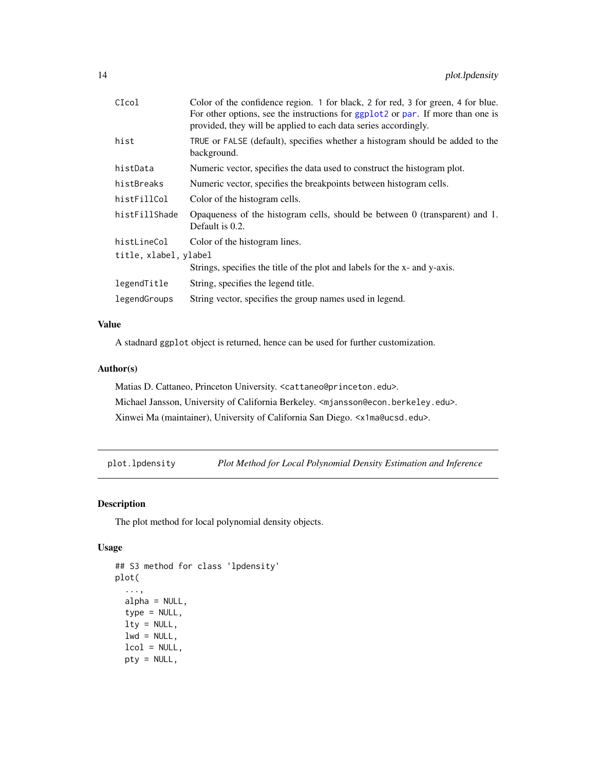| | |
|---|---|
| `CIcol` | Color of the confidence region. `1` for black, `2` for red, `3` for green, `4` for blue. For other options, see the instructions for `ggplot2` or `par`. If more than one is provided, they will be applied to each data series accordingly. |
| `hist` | `TRUE` or `FALSE` (default), specifies whether a histogram should be added to the background. |
| `histData` | Numeric vector, specifies the data used to construct the histogram plot. |
| `histBreaks` | Numeric vector, specifies the breakpoints between histogram cells. |
| `histFillCol` | Color of the histogram cells. |
| `histFillShade` | Opaqueness of the histogram cells, should be between 0 (transparent) and 1. Default is 0.2. |
| `histLineCol` | Color of the histogram lines. |
| `title, xlabel, ylabel` | Strings, specifies the title of the plot and labels for the x- and y-axis. |
| `legendTitle` | String, specifies the legend title. |
| `legendGroups` | String vector, specifies the group names used in legend. |

### Value

A stadnard `ggplot` object is returned, hence can be used for further customization.

### Author(s)

Matias D. Cattaneo, Princeton University. <cattaneo@princeton.edu>.

Michael Jansson, University of California Berkeley. <mjansson@econ.berkeley.edu>.

Xinwei Ma (maintainer), University of California San Diego. <x1ma@ucsd.edu>.

---

## plot.lpdensity — *Plot Method for Local Polynomial Density Estimation and Inference*

### Description

The plot method for local polynomial density objects.

### Usage

```
## S3 method for class 'lpdensity'
plot(
  ...,
  alpha = NULL,
  type = NULL,
  lty = NULL,
  lwd = NULL,
  lcol = NULL,
  pty = NULL,
```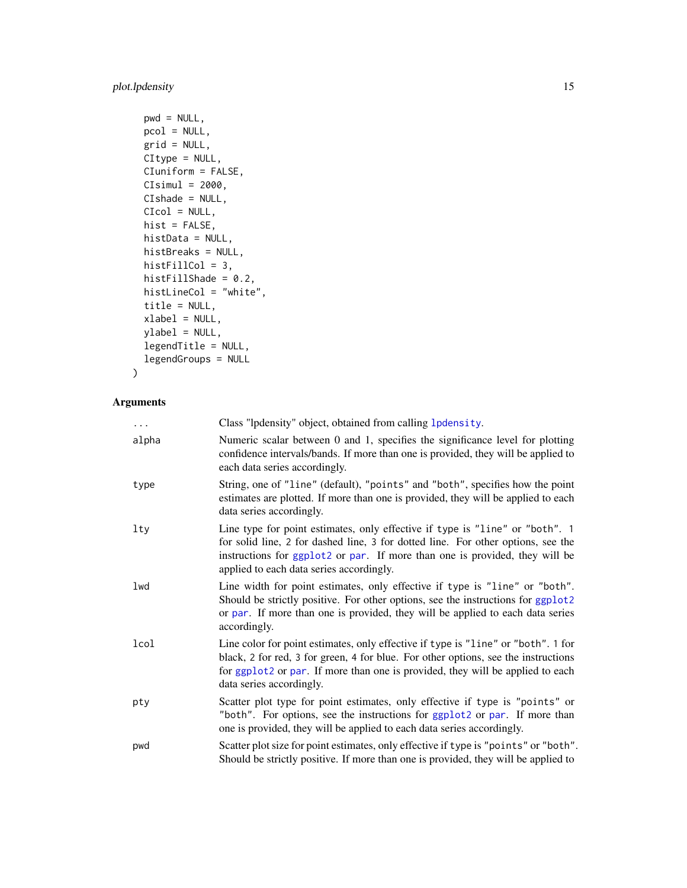```
  pwd = NULL,
  pcol = NULL,
  grid = NULL,
  CItype = NULL,
  CIuniform = FALSE,
  CIsimul = 2000,
  CIshade = NULL,
  CIcol = NULL,
  hist = FALSE,
  histData = NULL,
  histBreaks = NULL,
  histFillCol = 3,
  histFillShade = 0.2,
  histLineCol = "white",
  title = NULL,
  xlabel = NULL,
  ylabel = NULL,
  legendTitle = NULL,
  legendGroups = NULL
)
```

## Arguments

- `...` Class "lpdensity" object, obtained from calling `lpdensity`.
- `alpha` Numeric scalar between 0 and 1, specifies the significance level for plotting confidence intervals/bands. If more than one is provided, they will be applied to each data series accordingly.
- `type` String, one of `"line"` (default), `"points"` and `"both"`, specifies how the point estimates are plotted. If more than one is provided, they will be applied to each data series accordingly.
- `lty` Line type for point estimates, only effective if `type` is `"line"` or `"both"`. `1` for solid line, `2` for dashed line, `3` for dotted line. For other options, see the instructions for `ggplot2` or `par`. If more than one is provided, they will be applied to each data series accordingly.
- `lwd` Line width for point estimates, only effective if `type` is `"line"` or `"both"`. Should be strictly positive. For other options, see the instructions for `ggplot2` or `par`. If more than one is provided, they will be applied to each data series accordingly.
- `lcol` Line color for point estimates, only effective if `type` is `"line"` or `"both"`. `1` for black, `2` for red, `3` for green, `4` for blue. For other options, see the instructions for `ggplot2` or `par`. If more than one is provided, they will be applied to each data series accordingly.
- `pty` Scatter plot type for point estimates, only effective if `type` is `"points"` or `"both"`. For options, see the instructions for `ggplot2` or `par`. If more than one is provided, they will be applied to each data series accordingly.
- `pwd` Scatter plot size for point estimates, only effective if `type` is `"points"` or `"both"`. Should be strictly positive. If more than one is provided, they will be applied to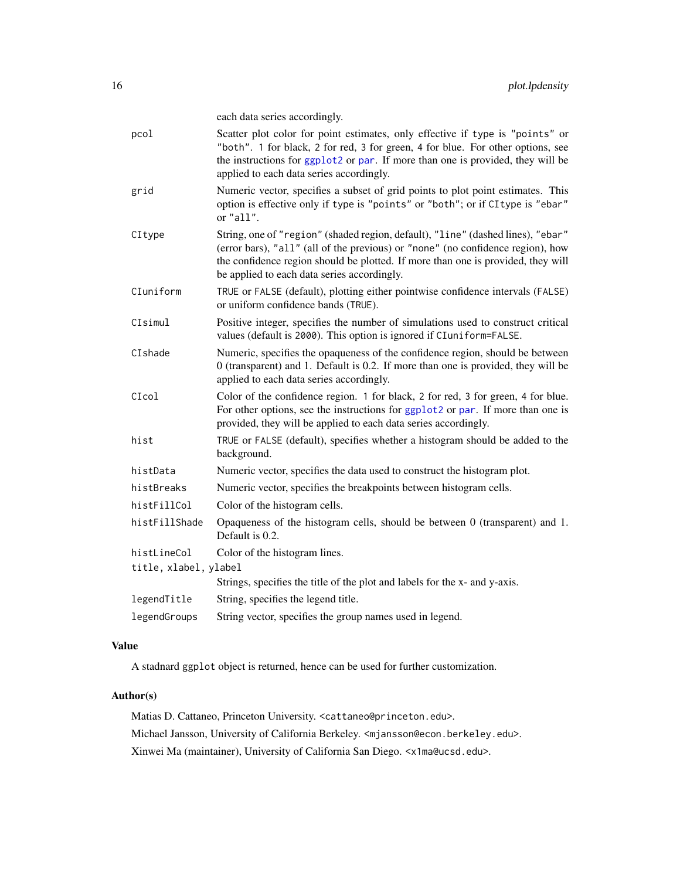each data series accordingly.

`pcol`
: Scatter plot color for point estimates, only effective if `type` is `"points"` or `"both"`. `1` for black, `2` for red, `3` for green, `4` for blue. For other options, see the instructions for `ggplot2` or `par`. If more than one is provided, they will be applied to each data series accordingly.

`grid`
: Numeric vector, specifies a subset of grid points to plot point estimates. This option is effective only if `type` is `"points"` or `"both"`; or if `CItype` is `"ebar"` or `"all"`.

`CItype`
: String, one of `"region"` (shaded region, default), `"line"` (dashed lines), `"ebar"` (error bars), `"all"` (all of the previous) or `"none"` (no confidence region), how the confidence region should be plotted. If more than one is provided, they will be applied to each data series accordingly.

`CIuniform`
: `TRUE` or `FALSE` (default), plotting either pointwise confidence intervals (`FALSE`) or uniform confidence bands (`TRUE`).

`CIsimul`
: Positive integer, specifies the number of simulations used to construct critical values (default is `2000`). This option is ignored if `CIuniform=FALSE`.

`CIshade`
: Numeric, specifies the opaqueness of the confidence region, should be between 0 (transparent) and 1. Default is 0.2. If more than one is provided, they will be applied to each data series accordingly.

`CIcol`
: Color of the confidence region. `1` for black, `2` for red, `3` for green, `4` for blue. For other options, see the instructions for `ggplot2` or `par`. If more than one is provided, they will be applied to each data series accordingly.

`hist`
: `TRUE` or `FALSE` (default), specifies whether a histogram should be added to the background.

`histData`
: Numeric vector, specifies the data used to construct the histogram plot.

`histBreaks`
: Numeric vector, specifies the breakpoints between histogram cells.

`histFillCol`
: Color of the histogram cells.

`histFillShade`
: Opaqueness of the histogram cells, should be between 0 (transparent) and 1. Default is 0.2.

`histLineCol`
: Color of the histogram lines.

`title, xlabel, ylabel`
: Strings, specifies the title of the plot and labels for the x- and y-axis.

`legendTitle`
: String, specifies the legend title.

`legendGroups`
: String vector, specifies the group names used in legend.

## Value

A stadnard `ggplot` object is returned, hence can be used for further customization.

## Author(s)

Matias D. Cattaneo, Princeton University. <cattaneo@princeton.edu>.

Michael Jansson, University of California Berkeley. <mjansson@econ.berkeley.edu>.

Xinwei Ma (maintainer), University of California San Diego. <x1ma@ucsd.edu>.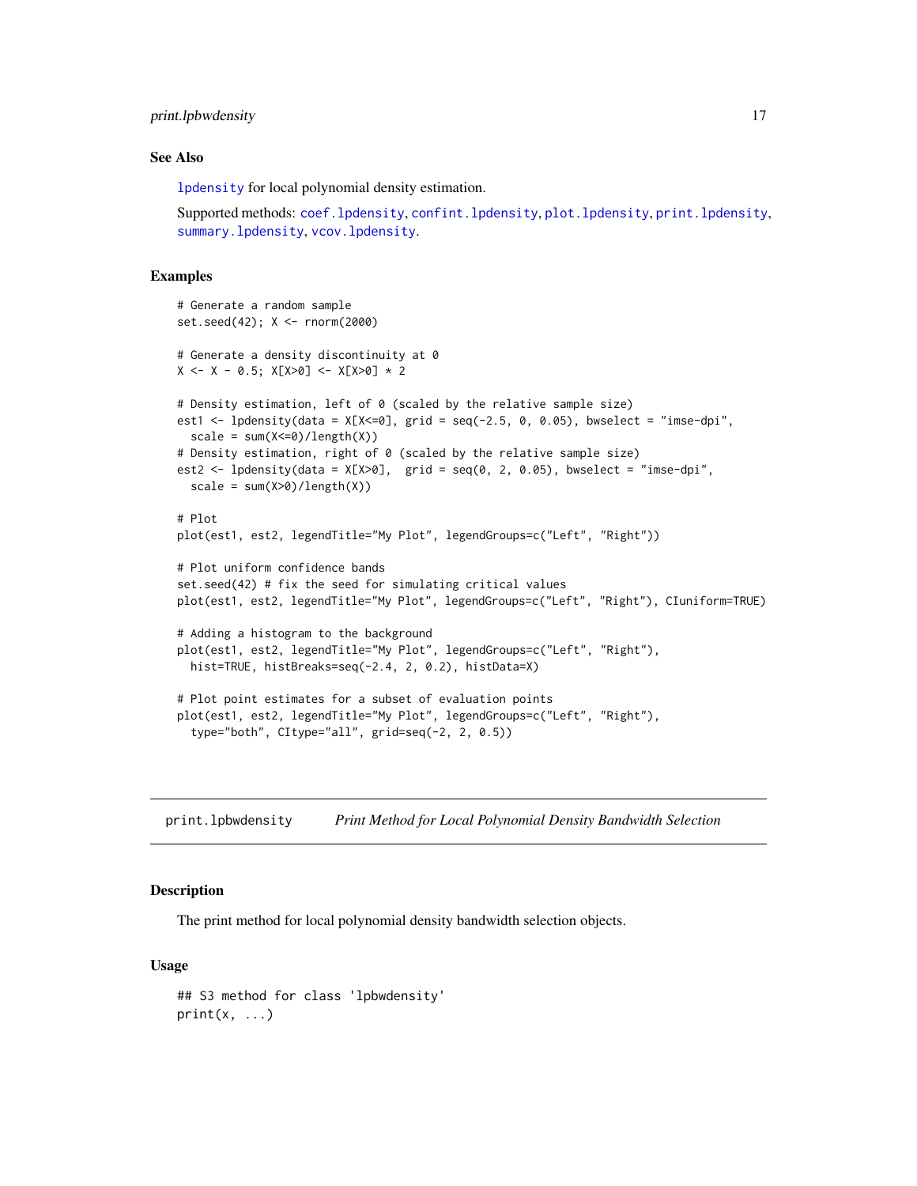### See Also

`lpdensity` for local polynomial density estimation.

Supported methods: `coef.lpdensity`, `confint.lpdensity`, `plot.lpdensity`, `print.lpdensity`, `summary.lpdensity`, `vcov.lpdensity`.

### Examples

```
# Generate a random sample
set.seed(42); X <- rnorm(2000)

# Generate a density discontinuity at 0
X <- X - 0.5; X[X>0] <- X[X>0] * 2

# Density estimation, left of 0 (scaled by the relative sample size)
est1 <- lpdensity(data = X[X<=0], grid = seq(-2.5, 0, 0.05), bwselect = "imse-dpi",
  scale = sum(X<=0)/length(X))
# Density estimation, right of 0 (scaled by the relative sample size)
est2 <- lpdensity(data = X[X>0],  grid = seq(0, 2, 0.05), bwselect = "imse-dpi",
  scale = sum(X>0)/length(X))

# Plot
plot(est1, est2, legendTitle="My Plot", legendGroups=c("Left", "Right"))

# Plot uniform confidence bands
set.seed(42) # fix the seed for simulating critical values
plot(est1, est2, legendTitle="My Plot", legendGroups=c("Left", "Right"), CIuniform=TRUE)

# Adding a histogram to the background
plot(est1, est2, legendTitle="My Plot", legendGroups=c("Left", "Right"),
  hist=TRUE, histBreaks=seq(-2.4, 2, 0.2), histData=X)

# Plot point estimates for a subset of evaluation points
plot(est1, est2, legendTitle="My Plot", legendGroups=c("Left", "Right"),
  type="both", CItype="all", grid=seq(-2, 2, 0.5))
```

---

## print.lpbwdensity — *Print Method for Local Polynomial Density Bandwidth Selection*

### Description

The print method for local polynomial density bandwidth selection objects.

### Usage

```
## S3 method for class 'lpbwdensity'
print(x, ...)
```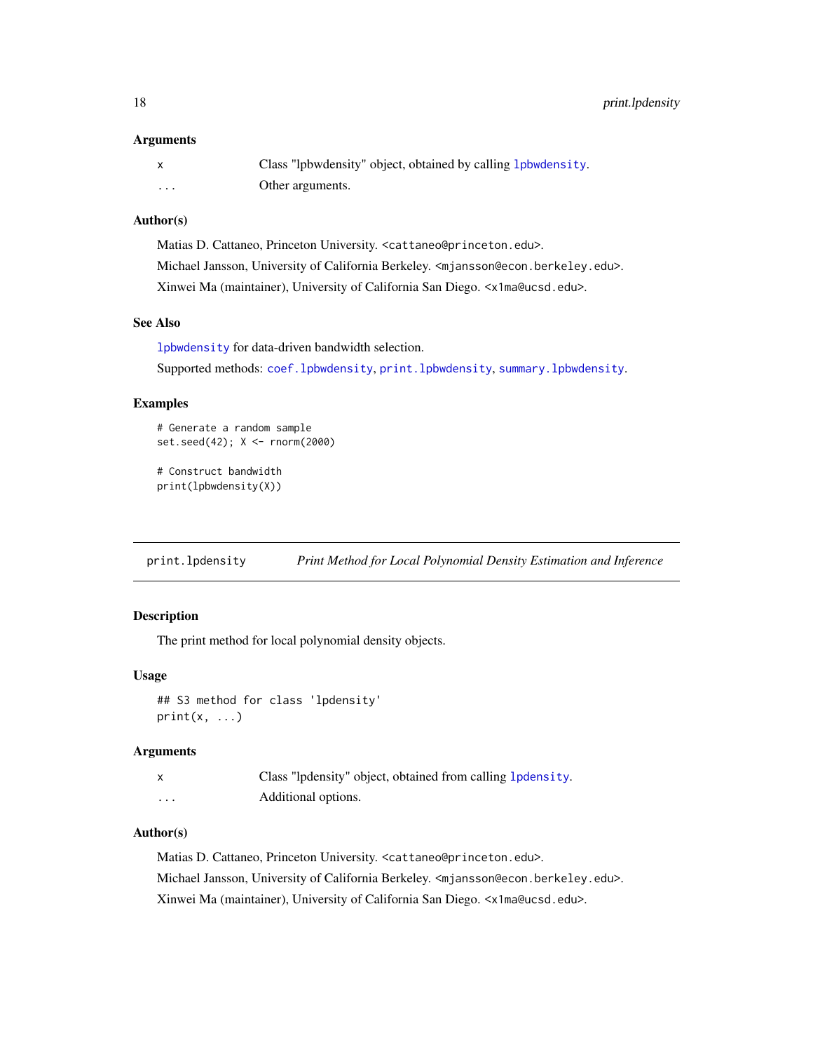### Arguments

| | |
|---|---|
| x | Class "lpbwdensity" object, obtained by calling lpbwdensity. |
| ... | Other arguments. |

### Author(s)

Matias D. Cattaneo, Princeton University. <cattaneo@princeton.edu>.

Michael Jansson, University of California Berkeley. <mjansson@econ.berkeley.edu>.

Xinwei Ma (maintainer), University of California San Diego. <x1ma@ucsd.edu>.

### See Also

lpbwdensity for data-driven bandwidth selection.

Supported methods: coef.lpbwdensity, print.lpbwdensity, summary.lpbwdensity.

### Examples

```
# Generate a random sample
set.seed(42); X <- rnorm(2000)

# Construct bandwidth
print(lpbwdensity(X))
```

---

## print.lpdensity — *Print Method for Local Polynomial Density Estimation and Inference*

---

### Description

The print method for local polynomial density objects.

### Usage

```
## S3 method for class 'lpdensity'
print(x, ...)
```

### Arguments

| | |
|---|---|
| x | Class "lpdensity" object, obtained from calling lpdensity. |
| ... | Additional options. |

### Author(s)

Matias D. Cattaneo, Princeton University. <cattaneo@princeton.edu>.

Michael Jansson, University of California Berkeley. <mjansson@econ.berkeley.edu>.

Xinwei Ma (maintainer), University of California San Diego. <x1ma@ucsd.edu>.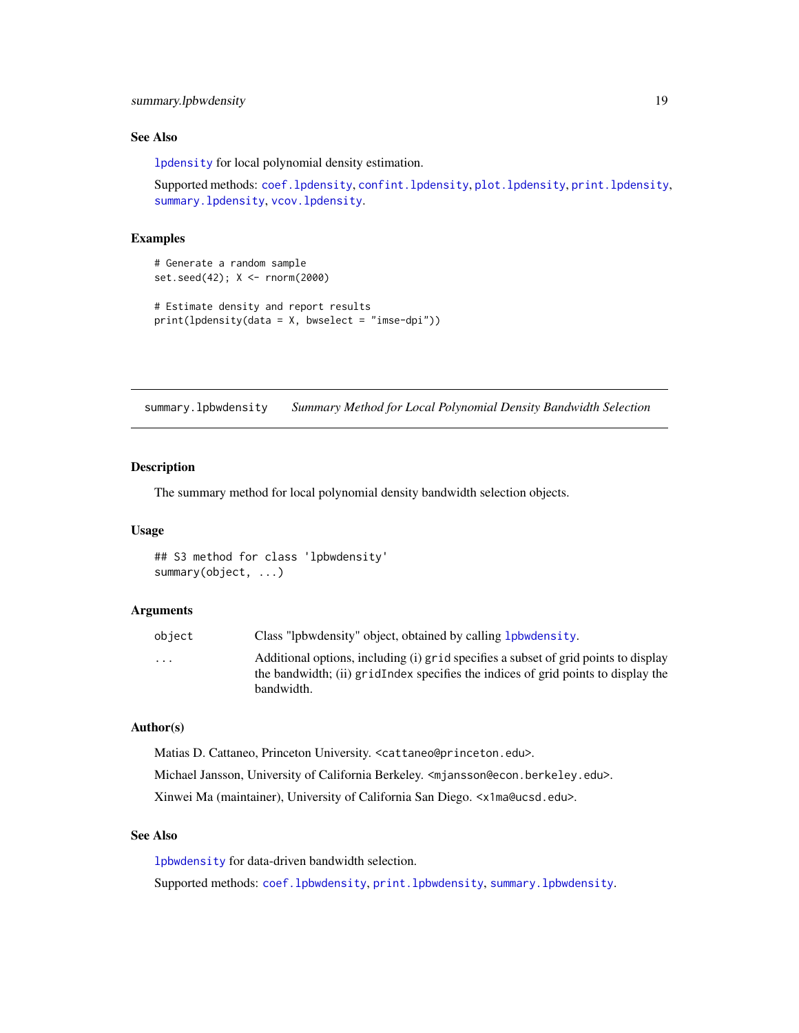### See Also

lpdensity for local polynomial density estimation.

Supported methods: coef.lpdensity, confint.lpdensity, plot.lpdensity, print.lpdensity, summary.lpdensity, vcov.lpdensity.

### Examples

```
# Generate a random sample
set.seed(42); X <- rnorm(2000)

# Estimate density and report results
print(lpdensity(data = X, bwselect = "imse-dpi"))
```

---

## summary.lpbwdensity &nbsp;&nbsp; *Summary Method for Local Polynomial Density Bandwidth Selection*

---

### Description

The summary method for local polynomial density bandwidth selection objects.

### Usage

```
## S3 method for class 'lpbwdensity'
summary(object, ...)
```

### Arguments

| | |
|---|---|
| object | Class "lpbwdensity" object, obtained by calling lpbwdensity. |
| ... | Additional options, including (i) `grid` specifies a subset of grid points to display the bandwidth; (ii) `gridIndex` specifies the indices of grid points to display the bandwidth. |

### Author(s)

Matias D. Cattaneo, Princeton University. <cattaneo@princeton.edu>.

Michael Jansson, University of California Berkeley. <mjansson@econ.berkeley.edu>.

Xinwei Ma (maintainer), University of California San Diego. <x1ma@ucsd.edu>.

### See Also

lpbwdensity for data-driven bandwidth selection.

Supported methods: coef.lpbwdensity, print.lpbwdensity, summary.lpbwdensity.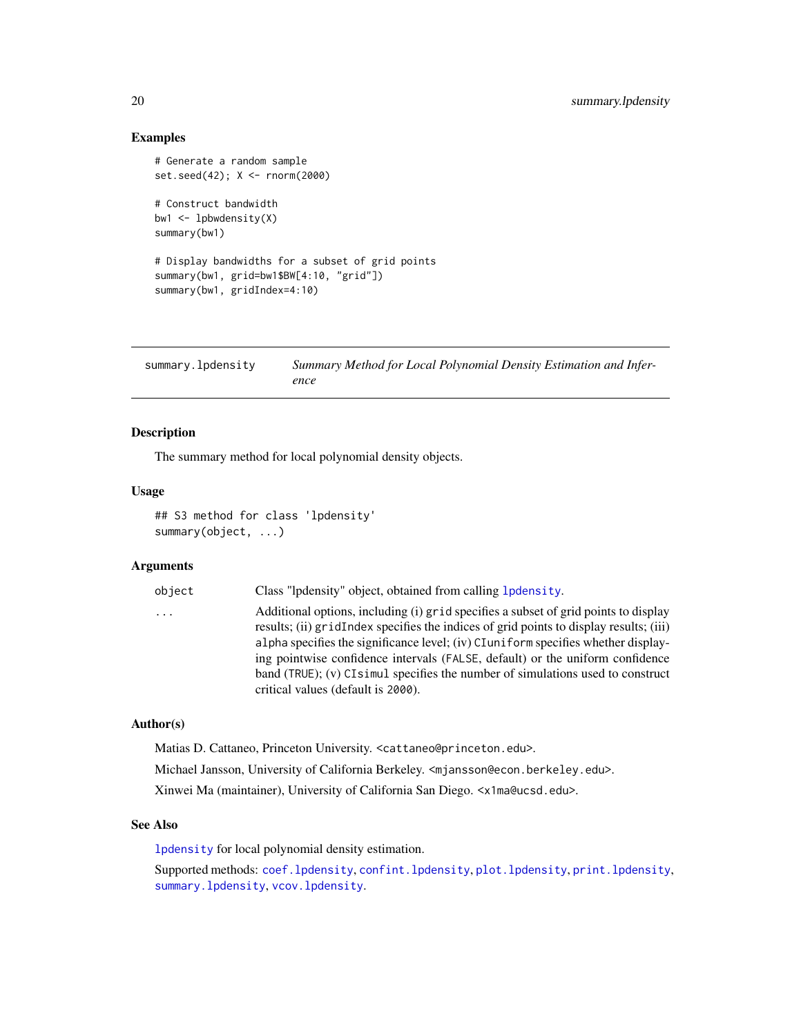## Examples

```
# Generate a random sample
set.seed(42); X <- rnorm(2000)

# Construct bandwidth
bw1 <- lpbwdensity(X)
summary(bw1)

# Display bandwidths for a subset of grid points
summary(bw1, grid=bw1$BW[4:10, "grid"])
summary(bw1, gridIndex=4:10)
```

---

# summary.lpdensity — *Summary Method for Local Polynomial Density Estimation and Inference*

---

### Description

The summary method for local polynomial density objects.

### Usage

```
## S3 method for class 'lpdensity'
summary(object, ...)
```

### Arguments

| | |
|---|---|
| `object` | Class "lpdensity" object, obtained from calling `lpdensity`. |
| `...` | Additional options, including (i) `grid` specifies a subset of grid points to display results; (ii) `gridIndex` specifies the indices of grid points to display results; (iii) `alpha` specifies the significance level; (iv) `CIuniform` specifies whether displaying pointwise confidence intervals (`FALSE`, default) or the uniform confidence band (`TRUE`); (v) `CIsimul` specifies the number of simulations used to construct critical values (default is `2000`). |

### Author(s)

Matias D. Cattaneo, Princeton University. <cattaneo@princeton.edu>.

Michael Jansson, University of California Berkeley. <mjansson@econ.berkeley.edu>.

Xinwei Ma (maintainer), University of California San Diego. <x1ma@ucsd.edu>.

### See Also

`lpdensity` for local polynomial density estimation.

Supported methods: `coef.lpdensity`, `confint.lpdensity`, `plot.lpdensity`, `print.lpdensity`, `summary.lpdensity`, `vcov.lpdensity`.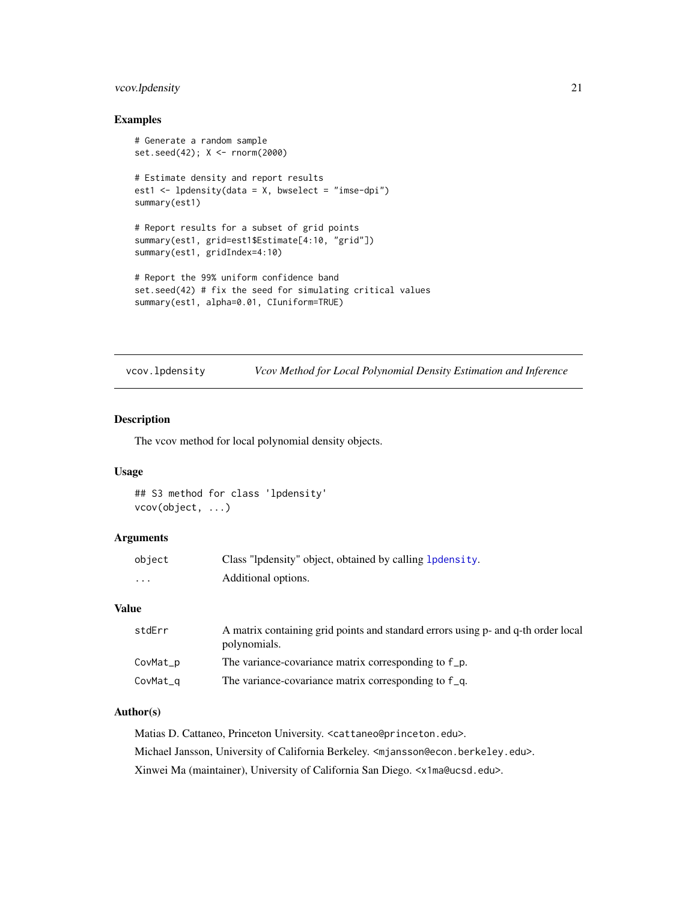## Examples

```
# Generate a random sample
set.seed(42); X <- rnorm(2000)

# Estimate density and report results
est1 <- lpdensity(data = X, bwselect = "imse-dpi")
summary(est1)

# Report results for a subset of grid points
summary(est1, grid=est1$Estimate[4:10, "grid"])
summary(est1, gridIndex=4:10)

# Report the 99% uniform confidence band
set.seed(42) # fix the seed for simulating critical values
summary(est1, alpha=0.01, CIuniform=TRUE)
```

---

# vcov.lpdensity — *Vcov Method for Local Polynomial Density Estimation and Inference*

---

## Description

The vcov method for local polynomial density objects.

## Usage

```
## S3 method for class 'lpdensity'
vcov(object, ...)
```

## Arguments

| | |
|---|---|
| `object` | Class "lpdensity" object, obtained by calling `lpdensity`. |
| `...` | Additional options. |

## Value

| | |
|---|---|
| `stdErr` | A matrix containing grid points and standard errors using p- and q-th order local polynomials. |
| `CovMat_p` | The variance-covariance matrix corresponding to f_p. |
| `CovMat_q` | The variance-covariance matrix corresponding to f_q. |

## Author(s)

Matias D. Cattaneo, Princeton University. <cattaneo@princeton.edu>.

Michael Jansson, University of California Berkeley. <mjansson@econ.berkeley.edu>.

Xinwei Ma (maintainer), University of California San Diego. <x1ma@ucsd.edu>.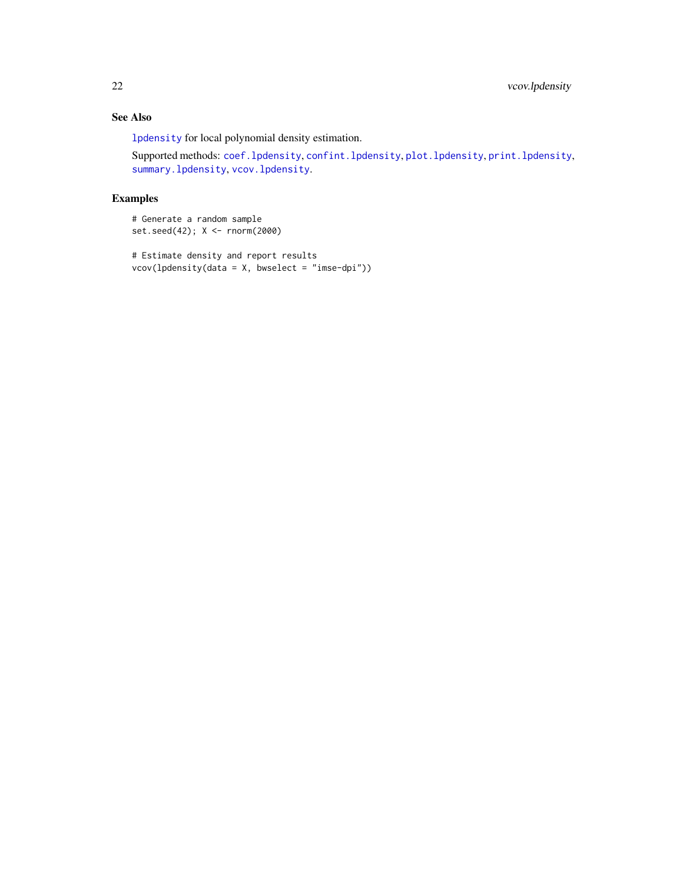## See Also

`lpdensity` for local polynomial density estimation.

Supported methods: `coef.lpdensity`, `confint.lpdensity`, `plot.lpdensity`, `print.lpdensity`, `summary.lpdensity`, `vcov.lpdensity`.

## Examples

```
# Generate a random sample
set.seed(42); X <- rnorm(2000)

# Estimate density and report results
vcov(lpdensity(data = X, bwselect = "imse-dpi"))
```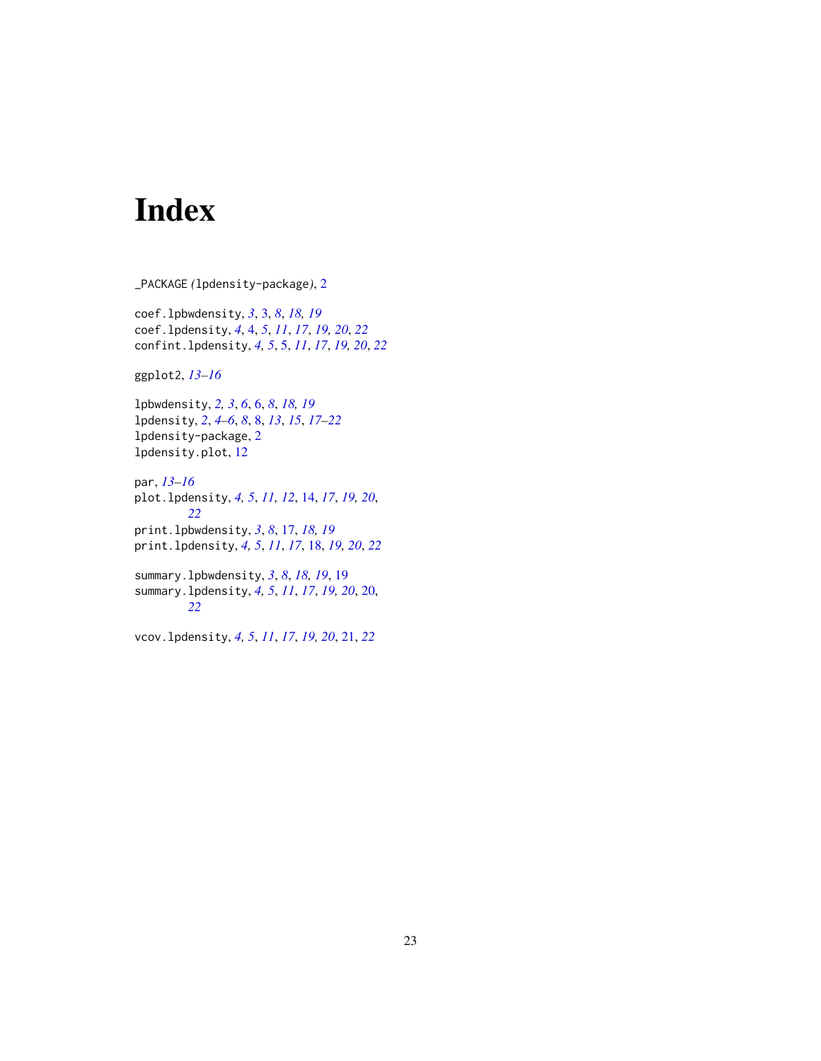# Index

_PACKAGE (lpdensity-package), 2

coef.lpbwdensity, *3*, 3, *8*, *18, 19*
coef.lpdensity, *4*, 4, *5*, *11*, *17*, *19, 20*, *22*
confint.lpdensity, *4, 5*, 5, *11*, *17*, *19, 20*, *22*

ggplot2, *13–16*

lpbwdensity, *2, 3*, *6*, 6, *8*, *18, 19*
lpdensity, *2*, *4–6*, *8*, 8, *13*, *15*, *17–22*
lpdensity-package, 2
lpdensity.plot, 12

par, *13–16*
plot.lpdensity, *4, 5*, *11, 12*, 14, *17*, *19, 20*, *22*
print.lpbwdensity, *3*, *8*, 17, *18, 19*
print.lpdensity, *4, 5*, *11*, *17*, 18, *19, 20*, *22*

summary.lpbwdensity, *3*, *8*, *18, 19*, 19
summary.lpdensity, *4, 5*, *11*, *17*, *19, 20*, 20, *22*

vcov.lpdensity, *4, 5*, *11*, *17*, *19, 20*, 21, *22*